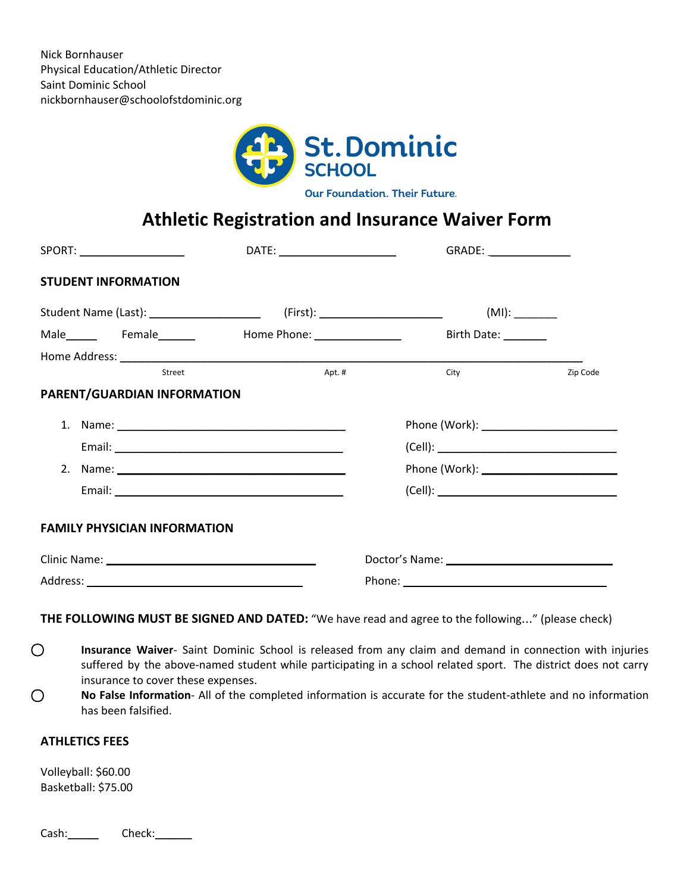Nick Bornhauser
Physical Education/Athletic Director
Saint Dominic School
nickbornhauser@schoolofstdominic.org

St. Dominic SCHOOL

Our Foundation. Their Future.

# Athletic Registration and Insurance Waiver Form

SPORT: ________________ DATE: __________________ GRADE: _____________

### STUDENT INFORMATION

Student Name (Last): _________________ (First): ___________________ (MI): _______

Male_____ Female______ Home Phone: ______________ Birth Date: _______

Home Address: ___________________________________________________________________________

Street Apt. # City Zip Code

### PARENT/GUARDIAN INFORMATION

1. Name: ____________________________________ Phone (Work): _____________________
   Email: ____________________________________ (Cell): ___________________________
2. Name: ____________________________________ Phone (Work): _____________________
   Email: ____________________________________ (Cell): ___________________________

### FAMILY PHYSICIAN INFORMATION

Clinic Name: _________________________________ Doctor's Name: __________________________

Address: _________________________________ Phone: _________________________________

**THE FOLLOWING MUST BE SIGNED AND DATED:** "We have read and agree to the following…" (please check)

○ **Insurance Waiver**- Saint Dominic School is released from any claim and demand in connection with injuries suffered by the above-named student while participating in a school related sport. The district does not carry insurance to cover these expenses.

○ **No False Information**- All of the completed information is accurate for the student-athlete and no information has been falsified.

### ATHLETICS FEES

Volleyball: $60.00
Basketball: $75.00

Cash:_____ Check:______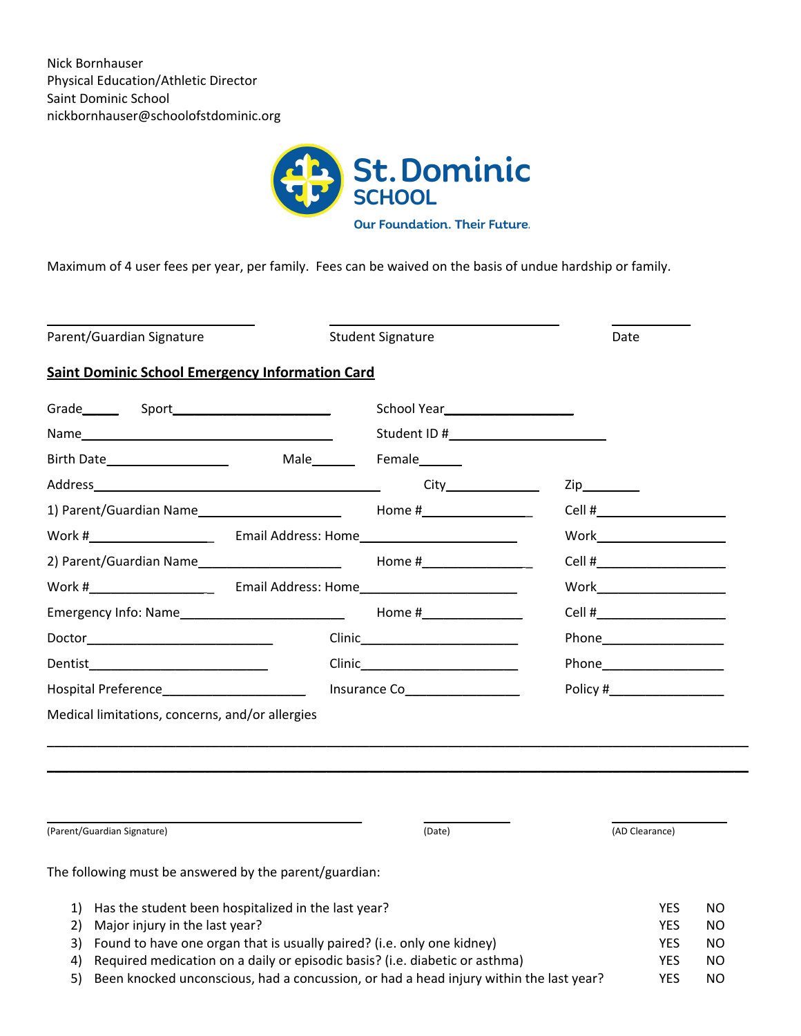Nick Bornhauser
Physical Education/Athletic Director
Saint Dominic School
nickbornhauser@schoolofstdominic.org

St. Dominic SCHOOL

Our Foundation. Their Future.

Maximum of 4 user fees per year, per family. Fees can be waived on the basis of undue hardship or family.

\_\_\_\_\_\_\_\_\_\_\_\_\_\_\_\_\_\_\_\_\_\_\_\_ \_\_\_\_\_\_\_\_\_\_\_\_\_\_\_\_\_\_\_\_\_\_\_\_ \_\_\_\_\_\_\_\_\_\_

Parent/Guardian Signature Student Signature Date

**Saint Dominic School Emergency Information Card**

Grade\_\_\_\_\_ Sport\_\_\_\_\_\_\_\_\_\_\_\_\_\_\_\_\_\_\_\_\_\_ School Year\_\_\_\_\_\_\_\_\_\_\_\_\_\_\_\_\_\_

Name\_\_\_\_\_\_\_\_\_\_\_\_\_\_\_\_\_\_\_\_\_\_\_\_\_\_\_\_\_\_\_\_\_\_\_\_\_ Student ID #\_\_\_\_\_\_\_\_\_\_\_\_\_\_\_\_\_\_\_\_\_\_

Birth Date\_\_\_\_\_\_\_\_\_\_\_\_\_\_\_\_\_ Male\_\_\_\_\_\_ Female\_\_\_\_\_\_

Address\_\_\_\_\_\_\_\_\_\_\_\_\_\_\_\_\_\_\_\_\_\_\_\_\_\_\_\_\_\_\_\_\_\_\_\_\_\_\_\_\_ City\_\_\_\_\_\_\_\_\_\_\_\_\_ Zip\_\_\_\_\_\_\_\_

1) Parent/Guardian Name\_\_\_\_\_\_\_\_\_\_\_\_\_\_\_\_\_\_\_\_ Home #\_\_\_\_\_\_\_\_\_\_\_\_\_\_\_\_ Cell #\_\_\_\_\_\_\_\_\_\_\_\_\_\_\_\_\_\_\_

Work #\_\_\_\_\_\_\_\_\_\_\_\_\_\_\_\_\_\_ Email Address: Home\_\_\_\_\_\_\_\_\_\_\_\_\_\_\_\_\_\_\_\_\_\_ Work\_\_\_\_\_\_\_\_\_\_\_\_\_\_\_\_\_\_\_

2) Parent/Guardian Name\_\_\_\_\_\_\_\_\_\_\_\_\_\_\_\_\_\_\_\_ Home #\_\_\_\_\_\_\_\_\_\_\_\_\_\_\_\_ Cell #\_\_\_\_\_\_\_\_\_\_\_\_\_\_\_\_\_\_\_

Work #\_\_\_\_\_\_\_\_\_\_\_\_\_\_\_\_\_\_ Email Address: Home\_\_\_\_\_\_\_\_\_\_\_\_\_\_\_\_\_\_\_\_\_\_ Work\_\_\_\_\_\_\_\_\_\_\_\_\_\_\_\_\_\_\_

Emergency Info: Name\_\_\_\_\_\_\_\_\_\_\_\_\_\_\_\_\_\_\_\_\_\_\_ Home #\_\_\_\_\_\_\_\_\_\_\_\_\_\_ Cell #\_\_\_\_\_\_\_\_\_\_\_\_\_\_\_\_\_\_\_

Doctor\_\_\_\_\_\_\_\_\_\_\_\_\_\_\_\_\_\_\_\_\_\_\_\_\_\_\_ Clinic\_\_\_\_\_\_\_\_\_\_\_\_\_\_\_\_\_\_\_\_\_\_ Phone\_\_\_\_\_\_\_\_\_\_\_\_\_\_\_\_\_\_

Dentist\_\_\_\_\_\_\_\_\_\_\_\_\_\_\_\_\_\_\_\_\_\_\_\_\_\_ Clinic\_\_\_\_\_\_\_\_\_\_\_\_\_\_\_\_\_\_\_\_\_\_ Phone\_\_\_\_\_\_\_\_\_\_\_\_\_\_\_\_\_\_

Hospital Preference\_\_\_\_\_\_\_\_\_\_\_\_\_\_\_\_\_\_\_\_ Insurance Co\_\_\_\_\_\_\_\_\_\_\_\_\_\_\_\_ Policy #\_\_\_\_\_\_\_\_\_\_\_\_\_\_\_\_

Medical limitations, concerns, and/or allergies

\_\_\_\_\_\_\_\_\_\_\_\_\_\_\_\_\_\_\_\_\_\_\_\_\_\_\_\_\_\_\_\_\_\_\_\_\_\_\_\_\_\_\_\_\_\_\_\_\_\_\_\_\_\_\_\_\_\_\_\_\_\_\_\_\_\_\_\_\_\_\_\_\_\_\_\_\_\_\_\_\_\_\_\_\_\_\_

\_\_\_\_\_\_\_\_\_\_\_\_\_\_\_\_\_\_\_\_\_\_\_\_\_\_\_\_\_\_\_\_\_\_\_\_\_\_\_\_\_\_\_\_\_\_\_\_\_\_\_\_\_\_\_\_\_\_\_\_\_\_\_\_\_\_\_\_\_\_\_\_\_\_\_\_\_\_\_\_\_\_\_\_\_\_\_

\_\_\_\_\_\_\_\_\_\_\_\_\_\_\_\_\_\_\_\_\_\_\_\_\_\_\_\_\_\_\_\_\_\_ \_\_\_\_\_\_\_\_\_\_ \_\_\_\_\_\_\_\_\_\_\_\_

(Parent/Guardian Signature) (Date) (AD Clearance)

The following must be answered by the parent/guardian:

1) Has the student been hospitalized in the last year? YES NO
2) Major injury in the last year? YES NO
3) Found to have one organ that is usually paired? (i.e. only one kidney) YES NO
4) Required medication on a daily or episodic basis? (i.e. diabetic or asthma) YES NO
5) Been knocked unconscious, had a concussion, or had a head injury within the last year? YES NO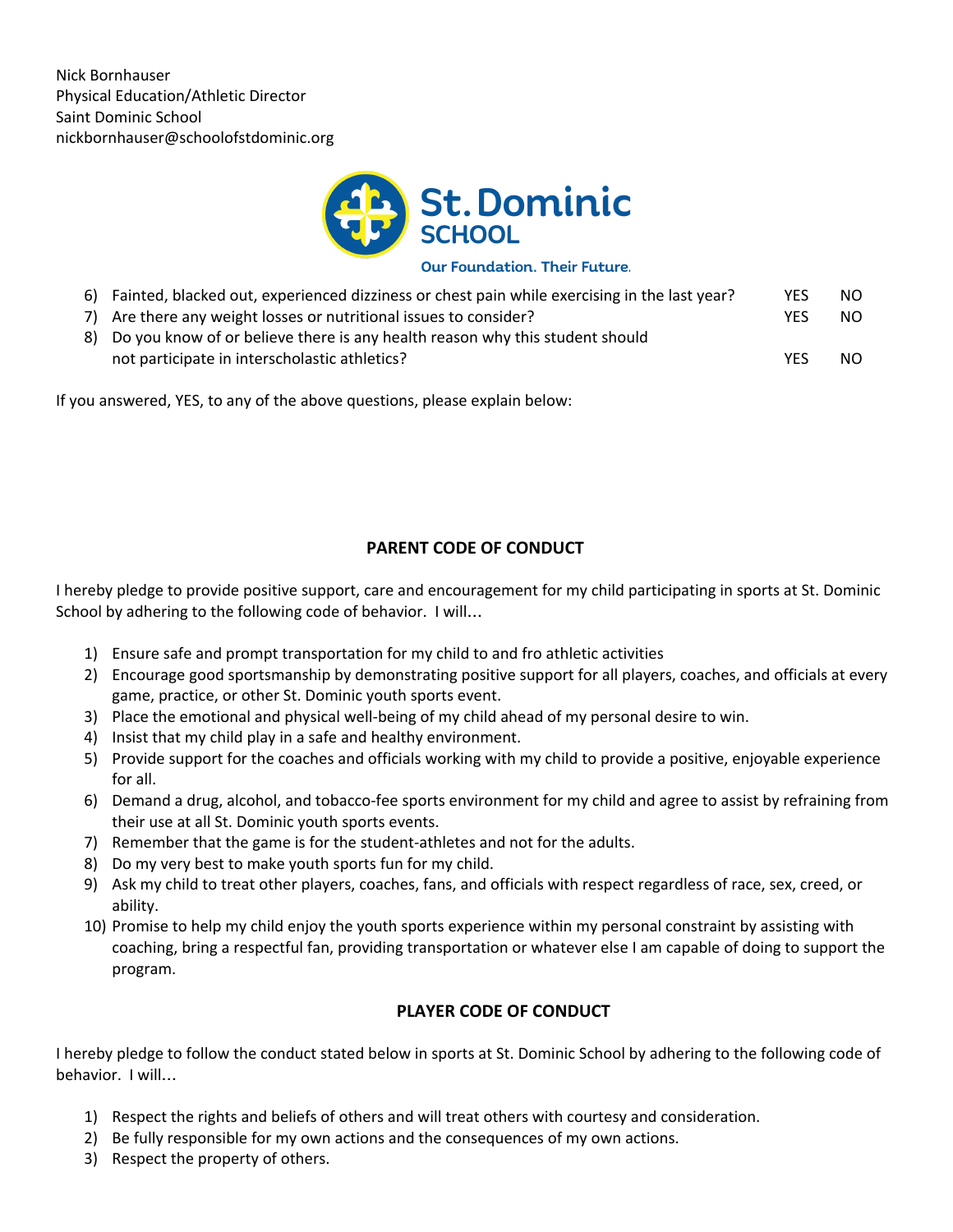Nick Bornhauser
Physical Education/Athletic Director
Saint Dominic School
nickbornhauser@schoolofstdominic.org

St. Dominic SCHOOL

Our Foundation. Their Future.

| | | | |
|---|---|---|---|
| 6) | Fainted, blacked out, experienced dizziness or chest pain while exercising in the last year? | YES | NO |
| 7) | Are there any weight losses or nutritional issues to consider? | YES | NO |
| 8) | Do you know of or believe there is any health reason why this student should not participate in interscholastic athletics? | YES | NO |

If you answered, YES, to any of the above questions, please explain below:

## PARENT CODE OF CONDUCT

I hereby pledge to provide positive support, care and encouragement for my child participating in sports at St. Dominic School by adhering to the following code of behavior. I will…

1) Ensure safe and prompt transportation for my child to and fro athletic activities
2) Encourage good sportsmanship by demonstrating positive support for all players, coaches, and officials at every game, practice, or other St. Dominic youth sports event.
3) Place the emotional and physical well-being of my child ahead of my personal desire to win.
4) Insist that my child play in a safe and healthy environment.
5) Provide support for the coaches and officials working with my child to provide a positive, enjoyable experience for all.
6) Demand a drug, alcohol, and tobacco-fee sports environment for my child and agree to assist by refraining from their use at all St. Dominic youth sports events.
7) Remember that the game is for the student-athletes and not for the adults.
8) Do my very best to make youth sports fun for my child.
9) Ask my child to treat other players, coaches, fans, and officials with respect regardless of race, sex, creed, or ability.
10) Promise to help my child enjoy the youth sports experience within my personal constraint by assisting with coaching, bring a respectful fan, providing transportation or whatever else I am capable of doing to support the program.

## PLAYER CODE OF CONDUCT

I hereby pledge to follow the conduct stated below in sports at St. Dominic School by adhering to the following code of behavior. I will…

1) Respect the rights and beliefs of others and will treat others with courtesy and consideration.
2) Be fully responsible for my own actions and the consequences of my own actions.
3) Respect the property of others.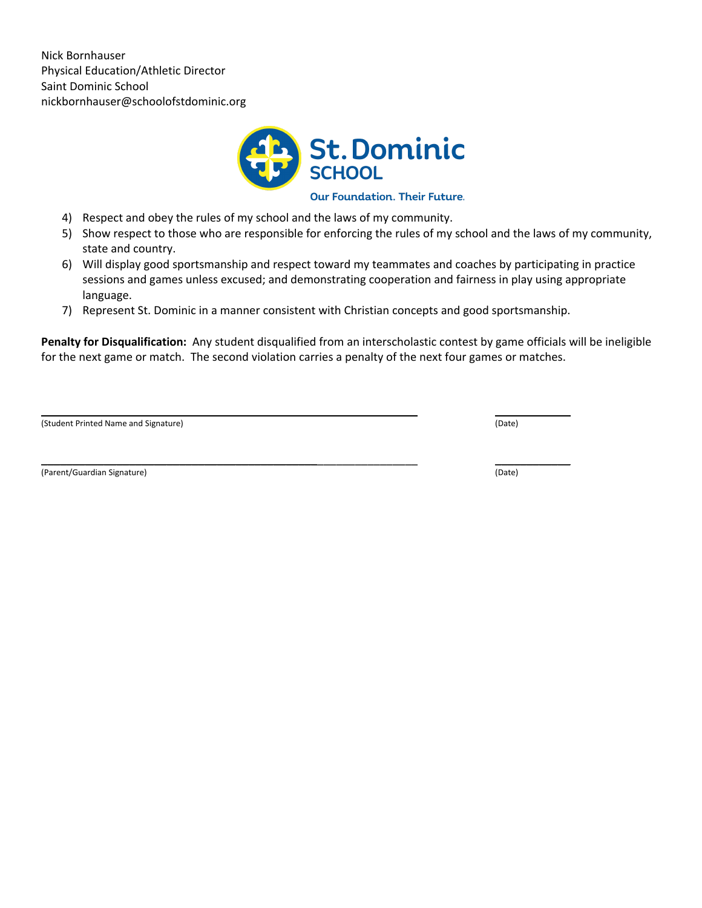Nick Bornhauser
Physical Education/Athletic Director
Saint Dominic School
nickbornhauser@schoolofstdominic.org

4) Respect and obey the rules of my school and the laws of my community.
5) Show respect to those who are responsible for enforcing the rules of my school and the laws of my community, state and country.
6) Will display good sportsmanship and respect toward my teammates and coaches by participating in practice sessions and games unless excused; and demonstrating cooperation and fairness in play using appropriate language.
7) Represent St. Dominic in a manner consistent with Christian concepts and good sportsmanship.

**Penalty for Disqualification:** Any student disqualified from an interscholastic contest by game officials will be ineligible for the next game or match. The second violation carries a penalty of the next four games or matches.

______________________________________________ ____________
(Student Printed Name and Signature) (Date)

______________________________________________ ____________
(Parent/Guardian Signature) (Date)